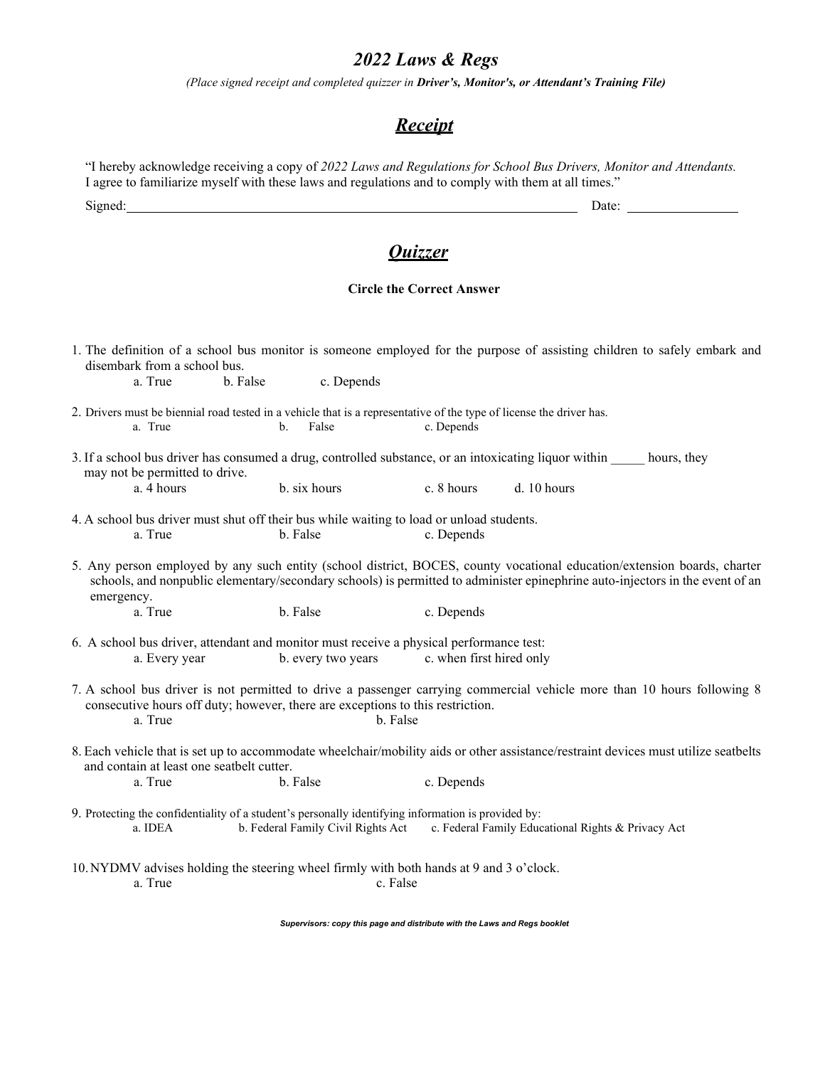# *2022 Laws & Regs*

*(Place signed receipt and completed quizzer in **Driver's, Monitor's, or Attendant's Training File)***

## ***Receipt***

"I hereby acknowledge receiving a copy of *2022 Laws and Regulations for School Bus Drivers, Monitor and Attendants.* I agree to familiarize myself with these laws and regulations and to comply with them at all times."

Signed:______________________________________________________________ Date: ________________

## ***Quizzer***

**Circle the Correct Answer**

1. The definition of a school bus monitor is someone employed for the purpose of assisting children to safely embark and disembark from a school bus.
   - a. True
   - b. False
   - c. Depends

2. Drivers must be biennial road tested in a vehicle that is a representative of the type of license the driver has.
   - a. True
   - b. False
   - c. Depends

3. If a school bus driver has consumed a drug, controlled substance, or an intoxicating liquor within _____ hours, they may not be permitted to drive.
   - a. 4 hours
   - b. six hours
   - c. 8 hours
   - d. 10 hours

4. A school bus driver must shut off their bus while waiting to load or unload students.
   - a. True
   - b. False
   - c. Depends

5. Any person employed by any such entity (school district, BOCES, county vocational education/extension boards, charter schools, and nonpublic elementary/secondary schools) is permitted to administer epinephrine auto-injectors in the event of an emergency.
   - a. True
   - b. False
   - c. Depends

6. A school bus driver, attendant and monitor must receive a physical performance test:
   - a. Every year
   - b. every two years
   - c. when first hired only

7. A school bus driver is not permitted to drive a passenger carrying commercial vehicle more than 10 hours following 8 consecutive hours off duty; however, there are exceptions to this restriction.
   - a. True
   - b. False

8. Each vehicle that is set up to accommodate wheelchair/mobility aids or other assistance/restraint devices must utilize seatbelts and contain at least one seatbelt cutter.
   - a. True
   - b. False
   - c. Depends

9. Protecting the confidentiality of a student's personally identifying information is provided by:
   - a. IDEA
   - b. Federal Family Civil Rights Act
   - c. Federal Family Educational Rights & Privacy Act

10. NYDMV advises holding the steering wheel firmly with both hands at 9 and 3 o'clock.
    - a. True
    - c. False

***Supervisors: copy this page and distribute with the Laws and Regs booklet***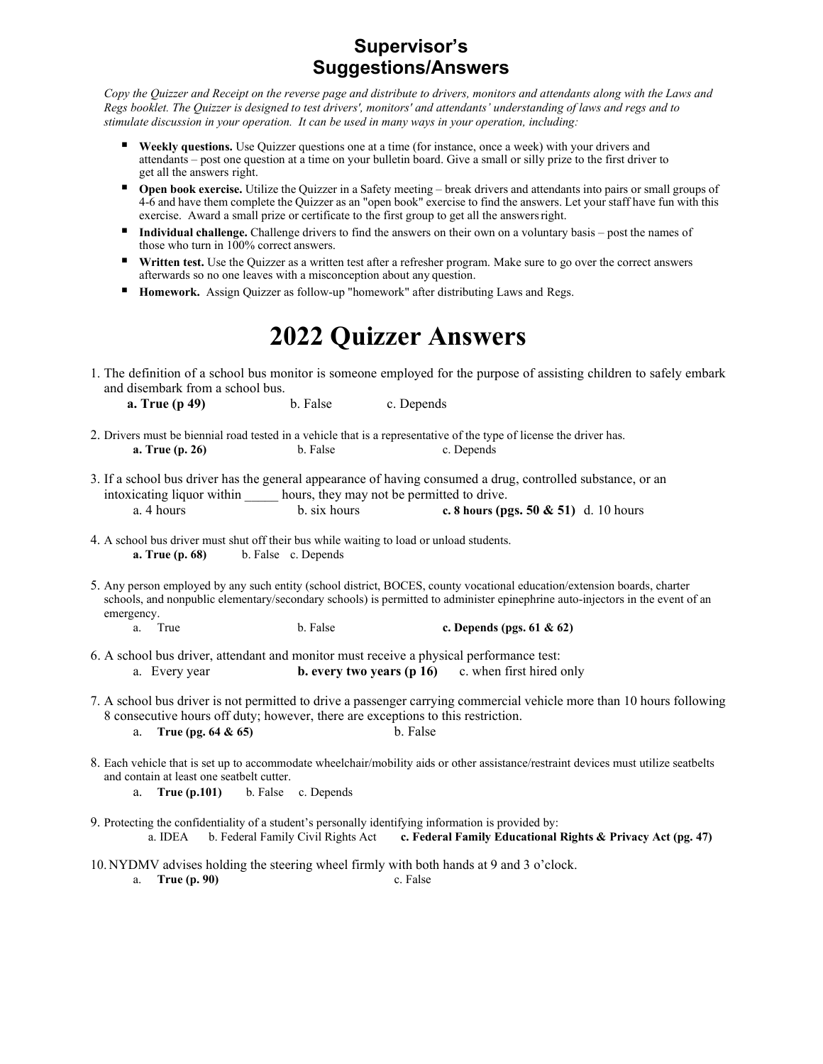## Supervisor's Suggestions/Answers

*Copy the Quizzer and Receipt on the reverse page and distribute to drivers, monitors and attendants along with the Laws and Regs booklet. The Quizzer is designed to test drivers', monitors' and attendants' understanding of laws and regs and to stimulate discussion in your operation. It can be used in many ways in your operation, including:*

- **Weekly questions.** Use Quizzer questions one at a time (for instance, once a week) with your drivers and attendants – post one question at a time on your bulletin board. Give a small or silly prize to the first driver to get all the answers right.
- **Open book exercise.** Utilize the Quizzer in a Safety meeting – break drivers and attendants into pairs or small groups of 4-6 and have them complete the Quizzer as an "open book" exercise to find the answers. Let your staff have fun with this exercise. Award a small prize or certificate to the first group to get all the answers right.
- **Individual challenge.** Challenge drivers to find the answers on their own on a voluntary basis – post the names of those who turn in 100% correct answers.
- **Written test.** Use the Quizzer as a written test after a refresher program. Make sure to go over the correct answers afterwards so no one leaves with a misconception about any question.
- **Homework.** Assign Quizzer as follow-up "homework" after distributing Laws and Regs.

# 2022 Quizzer Answers

1. The definition of a school bus monitor is someone employed for the purpose of assisting children to safely embark and disembark from a school bus.
   **a. True (p 49)** b. False c. Depends

2. Drivers must be biennial road tested in a vehicle that is a representative of the type of license the driver has.
   **a. True (p. 26)** b. False c. Depends

3. If a school bus driver has the general appearance of having consumed a drug, controlled substance, or an intoxicating liquor within _____ hours, they may not be permitted to drive.
   a. 4 hours b. six hours **c. 8 hours (pgs. 50 & 51)** d. 10 hours

4. A school bus driver must shut off their bus while waiting to load or unload students.
   **a. True (p. 68)** b. False c. Depends

5. Any person employed by any such entity (school district, BOCES, county vocational education/extension boards, charter schools, and nonpublic elementary/secondary schools) is permitted to administer epinephrine auto-injectors in the event of an emergency.
   a. True b. False **c. Depends (pgs. 61 & 62)**

6. A school bus driver, attendant and monitor must receive a physical performance test:
   a. Every year **b. every two years (p 16)** c. when first hired only

7. A school bus driver is not permitted to drive a passenger carrying commercial vehicle more than 10 hours following 8 consecutive hours off duty; however, there are exceptions to this restriction.
   a. **True (pg. 64 & 65)** b. False

8. Each vehicle that is set up to accommodate wheelchair/mobility aids or other assistance/restraint devices must utilize seatbelts and contain at least one seatbelt cutter.
   a. **True (p.101)** b. False c. Depends

9. Protecting the confidentiality of a student's personally identifying information is provided by:
   a. IDEA b. Federal Family Civil Rights Act **c. Federal Family Educational Rights & Privacy Act (pg. 47)**

10. NYDMV advises holding the steering wheel firmly with both hands at 9 and 3 o'clock.
    a. **True (p. 90)** c. False